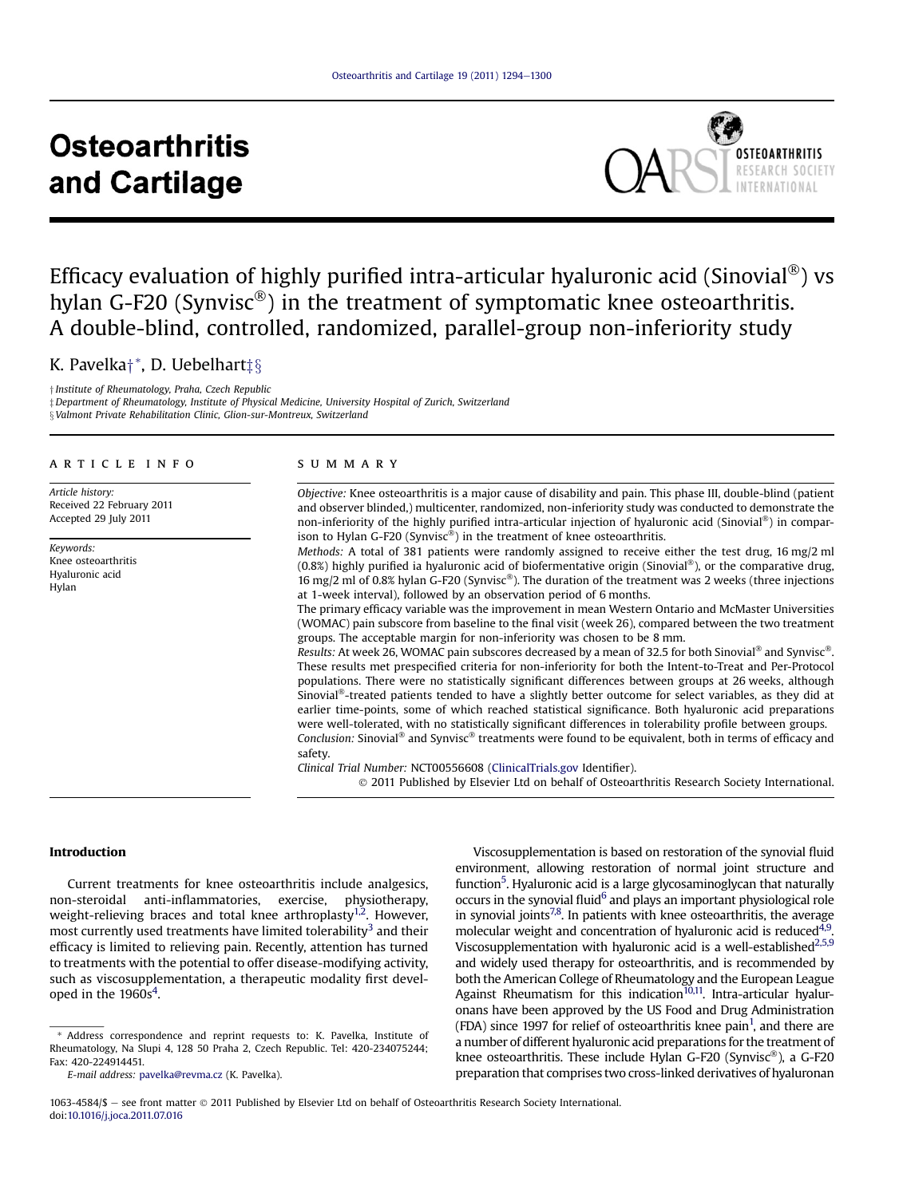# Efficacy evaluation of highly purified intra-articular hyaluronic acid (Sinovial®) vs hylan G-F20 (Synvisc®) in the treatment of symptomatic knee osteoarthritis. A double-blind, controlled, randomized, parallel-group non-inferiority study

K. Pavelka†*, D. Uebelhart‡§

† Institute of Rheumatology, Praha, Czech Republic
‡ Department of Rheumatology, Institute of Physical Medicine, University Hospital of Zurich, Switzerland
§ Valmont Private Rehabilitation Clinic, Glion-sur-Montreux, Switzerland

## ARTICLE INFO

*Article history:*
Received 22 February 2011
Accepted 29 July 2011

*Keywords:*
Knee osteoarthritis
Hyaluronic acid
Hylan

## SUMMARY

*Objective:* Knee osteoarthritis is a major cause of disability and pain. This phase III, double-blind (patient and observer blinded,) multicenter, randomized, non-inferiority study was conducted to demonstrate the non-inferiority of the highly purified intra-articular injection of hyaluronic acid (Sinovial®) in comparison to Hylan G-F20 (Synvisc®) in the treatment of knee osteoarthritis.

*Methods:* A total of 381 patients were randomly assigned to receive either the test drug, 16 mg/2 ml (0.8%) highly purified ia hyaluronic acid of biofermentative origin (Sinovial®), or the comparative drug, 16 mg/2 ml of 0.8% hylan G-F20 (Synvisc®). The duration of the treatment was 2 weeks (three injections at 1-week interval), followed by an observation period of 6 months.

The primary efficacy variable was the improvement in mean Western Ontario and McMaster Universities (WOMAC) pain subscore from baseline to the final visit (week 26), compared between the two treatment groups. The acceptable margin for non-inferiority was chosen to be 8 mm.

*Results:* At week 26, WOMAC pain subscores decreased by a mean of 32.5 for both Sinovial® and Synvisc®. These results met prespecified criteria for non-inferiority for both the Intent-to-Treat and Per-Protocol populations. There were no statistically significant differences between groups at 26 weeks, although Sinovial®-treated patients tended to have a slightly better outcome for select variables, as they did at earlier time-points, some of which reached statistical significance. Both hyaluronic acid preparations were well-tolerated, with no statistically significant differences in tolerability profile between groups.

*Conclusion:* Sinovial® and Synvisc® treatments were found to be equivalent, both in terms of efficacy and safety.

*Clinical Trial Number:* NCT00556608 (ClinicalTrials.gov Identifier).

© 2011 Published by Elsevier Ltd on behalf of Osteoarthritis Research Society International.

## Introduction

Current treatments for knee osteoarthritis include analgesics, non-steroidal anti-inflammatories, exercise, physiotherapy, weight-relieving braces and total knee arthroplasty[1,2]. However, most currently used treatments have limited tolerability[3] and their efficacy is limited to relieving pain. Recently, attention has turned to treatments with the potential to offer disease-modifying activity, such as viscosupplementation, a therapeutic modality first developed in the 1960s[4].

Viscosupplementation is based on restoration of the synovial fluid environment, allowing restoration of normal joint structure and function[5]. Hyaluronic acid is a large glycosaminoglycan that naturally occurs in the synovial fluid[6] and plays an important physiological role in synovial joints[7,8]. In patients with knee osteoarthritis, the average molecular weight and concentration of hyaluronic acid is reduced[4,9]. Viscosupplementation with hyaluronic acid is a well-established[2,5,9] and widely used therapy for osteoarthritis, and is recommended by both the American College of Rheumatology and the European League Against Rheumatism for this indication[10,11]. Intra-articular hyaluronans have been approved by the US Food and Drug Administration (FDA) since 1997 for relief of osteoarthritis knee pain[1], and there are a number of different hyaluronic acid preparations for the treatment of knee osteoarthritis. These include Hylan G-F20 (Synvisc®), a G-F20 preparation that comprises two cross-linked derivatives of hyaluronan

---

* Address correspondence and reprint requests to: K. Pavelka, Institute of Rheumatology, Na Slupi 4, 128 50 Praha 2, Czech Republic. Tel: 420-234075244; Fax: 420-224914451.

E-mail address: pavelka@revma.cz (K. Pavelka).

1063-4584/$ – see front matter © 2011 Published by Elsevier Ltd on behalf of Osteoarthritis Research Society International.
doi:10.1016/j.joca.2011.07.016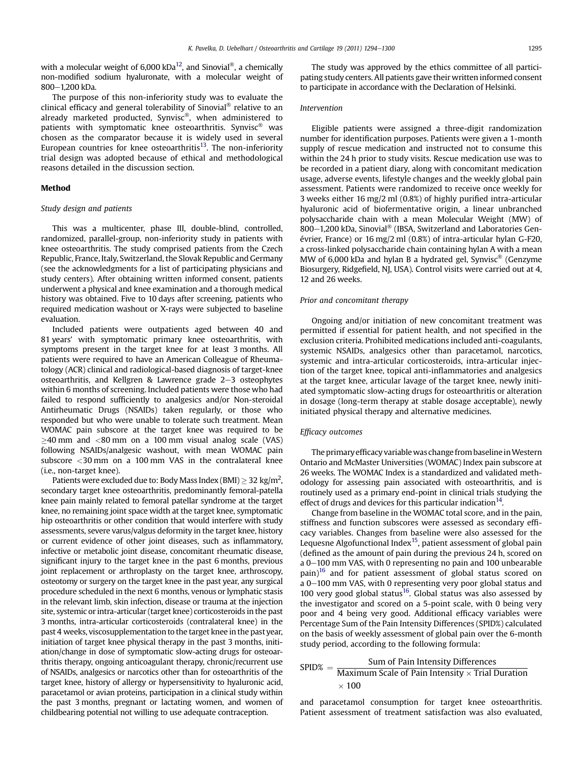with a molecular weight of 6,000 kDa[12], and Sinovial®, a chemically non-modified sodium hyaluronate, with a molecular weight of 800–1,200 kDa.

The purpose of this non-inferiority study was to evaluate the clinical efficacy and general tolerability of Sinovial® relative to an already marketed producted, Synvisc®, when administered to patients with symptomatic knee osteoarthritis. Synvisc® was chosen as the comparator because it is widely used in several European countries for knee osteoarthritis[13]. The non-inferiority trial design was adopted because of ethical and methodological reasons detailed in the discussion section.

## Method

### Study design and patients

This was a multicenter, phase III, double-blind, controlled, randomized, parallel-group, non-inferiority study in patients with knee osteoarthritis. The study comprised patients from the Czech Republic, France, Italy, Switzerland, the Slovak Republic and Germany (see the acknowledgments for a list of participating physicians and study centers). After obtaining written informed consent, patients underwent a physical and knee examination and a thorough medical history was obtained. Five to 10 days after screening, patients who required medication washout or X-rays were subjected to baseline evaluation.

Included patients were outpatients aged between 40 and 81 years' with symptomatic primary knee osteoarthritis, with symptoms present in the target knee for at least 3 months. All patients were required to have an American Colleague of Rheumatology (ACR) clinical and radiological-based diagnosis of target-knee osteoarthritis, and Kellgren & Lawrence grade 2–3 osteophytes within 6 months of screening. Included patients were those who had failed to respond sufficiently to analgesics and/or Non-steroidal Antirheumatic Drugs (NSAIDs) taken regularly, or those who responded but who were unable to tolerate such treatment. Mean WOMAC pain subscore at the target knee was required to be $\geq$40 mm and $<$80 mm on a 100 mm visual analog scale (VAS) following NSAIDs/analgesic washout, with mean WOMAC pain subscore $<$30 mm on a 100 mm VAS in the contralateral knee (i.e., non-target knee).

Patients were excluded due to: Body Mass Index (BMI) $\geq$ 32 kg/m$^2$, secondary target knee osteoarthritis, predominantly femoral-patella knee pain mainly related to femoral patellar syndrome at the target knee, no remaining joint space width at the target knee, symptomatic hip osteoarthritis or other condition that would interfere with study assessments, severe varus/valgus deformity in the target knee, history or current evidence of other joint diseases, such as inflammatory, infective or metabolic joint disease, concomitant rheumatic disease, significant injury to the target knee in the past 6 months, previous joint replacement or arthroplasty on the target knee, arthroscopy, osteotomy or surgery on the target knee in the past year, any surgical procedure scheduled in the next 6 months, venous or lymphatic stasis in the relevant limb, skin infection, disease or trauma at the injection site, systemic or intra-articular (target knee) corticosteroids in the past 3 months, intra-articular corticosteroids (contralateral knee) in the past 4 weeks, viscosupplementation to the target knee in the past year, initiation of target knee physical therapy in the past 3 months, initiation/change in dose of symptomatic slow-acting drugs for osteoarthritis therapy, ongoing anticoagulant therapy, chronic/recurrent use of NSAIDs, analgesics or narcotics other than for osteoarthritis of the target knee, history of allergy or hypersensitivity to hyaluronic acid, paracetamol or avian proteins, participation in a clinical study within the past 3 months, pregnant or lactating women, and women of childbearing potential not willing to use adequate contraception.

The study was approved by the ethics committee of all participating study centers. All patients gave their written informed consent to participate in accordance with the Declaration of Helsinki.

### Intervention

Eligible patients were assigned a three-digit randomization number for identification purposes. Patients were given a 1-month supply of rescue medication and instructed not to consume this within the 24 h prior to study visits. Rescue medication use was to be recorded in a patient diary, along with concomitant medication usage, adverse events, lifestyle changes and the weekly global pain assessment. Patients were randomized to receive once weekly for 3 weeks either 16 mg/2 ml (0.8%) of highly purified intra-articular hyaluronic acid of biofermentative origin, a linear unbranched polysaccharide chain with a mean Molecular Weight (MW) of 800–1,200 kDa, Sinovial® (IBSA, Switzerland and Laboratories Genévrier, France) or 16 mg/2 ml (0.8%) of intra-articular hylan G-F20, a cross-linked polysaccharide chain containing hylan A with a mean MW of 6,000 kDa and hylan B a hydrated gel, Synvisc® (Genzyme Biosurgery, Ridgefield, NJ, USA). Control visits were carried out at 4, 12 and 26 weeks.

### Prior and concomitant therapy

Ongoing and/or initiation of new concomitant treatment was permitted if essential for patient health, and not specified in the exclusion criteria. Prohibited medications included anti-coagulants, systemic NSAIDs, analgesics other than paracetamol, narcotics, systemic and intra-articular corticosteroids, intra-articular injection of the target knee, topical anti-inflammatories and analgesics at the target knee, articular lavage of the target knee, newly initiated symptomatic slow-acting drugs for osteoarthritis or alteration in dosage (long-term therapy at stable dosage acceptable), newly initiated physical therapy and alternative medicines.

### Efficacy outcomes

The primary efficacy variable was change from baseline in Western Ontario and McMaster Universities (WOMAC) Index pain subscore at 26 weeks. The WOMAC Index is a standardized and validated methodology for assessing pain associated with osteoarthritis, and is routinely used as a primary end-point in clinical trials studying the effect of drugs and devices for this particular indication[14].

Change from baseline in the WOMAC total score, and in the pain, stiffness and function subscores were assessed as secondary efficacy variables. Changes from baseline were also assessed for the Lequesne Algofunctional Index[15], patient assessment of global pain (defined as the amount of pain during the previous 24 h, scored on a 0–100 mm VAS, with 0 representing no pain and 100 unbearable pain)[16] and for patient assessment of global status scored on a 0–100 mm VAS, with 0 representing very poor global status and 100 very good global status[16]. Global status was also assessed by the investigator and scored on a 5-point scale, with 0 being very poor and 4 being very good. Additional efficacy variables were Percentage Sum of the Pain Intensity Differences (SPID%) calculated on the basis of weekly assessment of global pain over the 6-month study period, according to the following formula:

$$\text{SPID\%} = \frac{\text{Sum of Pain Intensity Differences}}{\text{Maximum Scale of Pain Intensity} \times \text{Trial Duration}} \times 100$$

and paracetamol consumption for target knee osteoarthritis. Patient assessment of treatment satisfaction was also evaluated,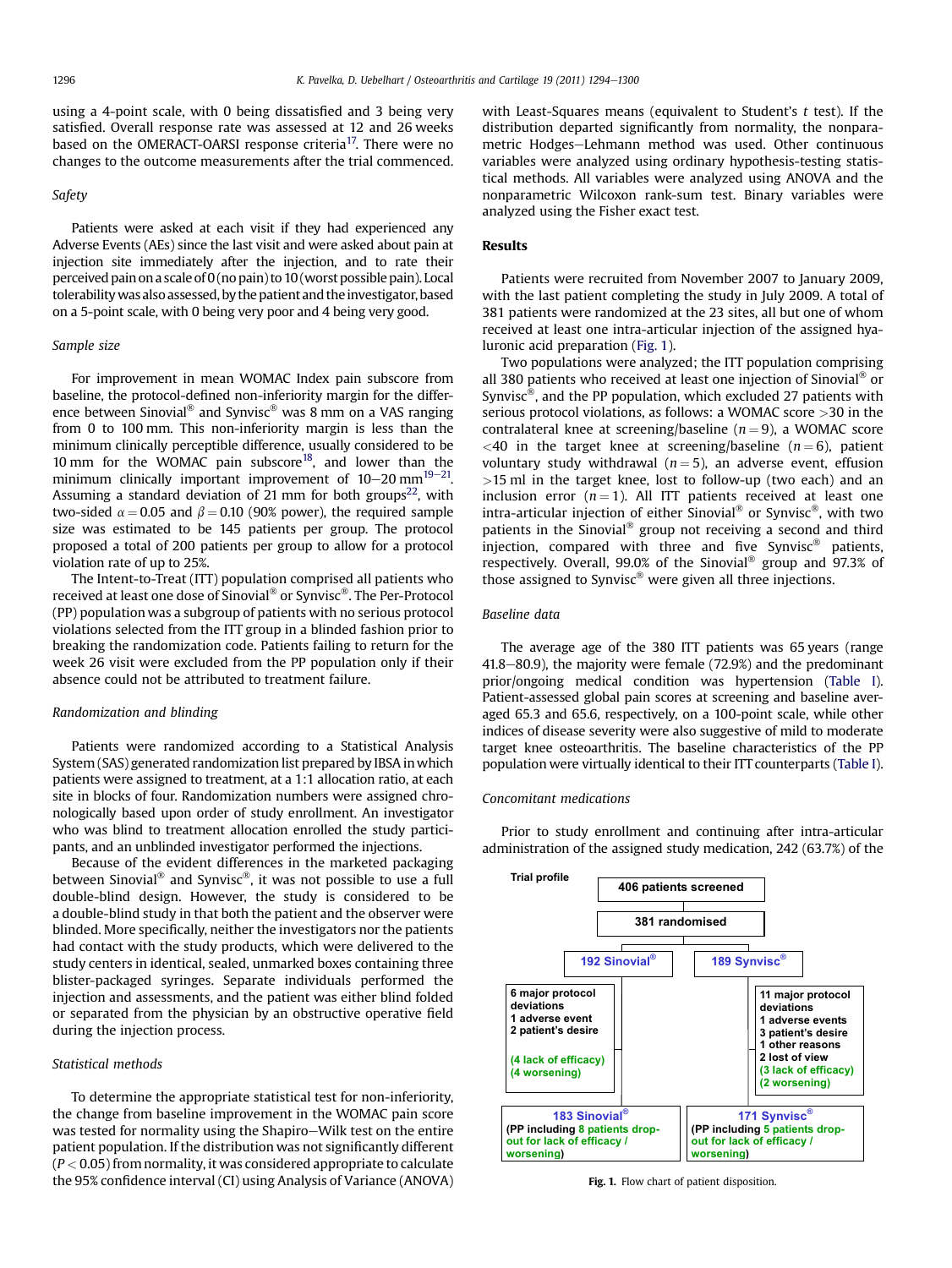using a 4-point scale, with 0 being dissatisfied and 3 being very satisfied. Overall response rate was assessed at 12 and 26 weeks based on the OMERACT-OARSI response criteria[17]. There were no changes to the outcome measurements after the trial commenced.

### Safety

Patients were asked at each visit if they had experienced any Adverse Events (AEs) since the last visit and were asked about pain at injection site immediately after the injection, and to rate their perceived pain on a scale of 0 (no pain) to 10 (worst possible pain). Local tolerability was also assessed, by the patient and the investigator, based on a 5-point scale, with 0 being very poor and 4 being very good.

### Sample size

For improvement in mean WOMAC Index pain subscore from baseline, the protocol-defined non-inferiority margin for the difference between Sinovial® and Synvisc® was 8 mm on a VAS ranging from 0 to 100 mm. This non-inferiority margin is less than the minimum clinically perceptible difference, usually considered to be 10 mm for the WOMAC pain subscore[18], and lower than the minimum clinically important improvement of 10–20 mm[19–21]. Assuming a standard deviation of 21 mm for both groups[22], with two-sided $\alpha = 0.05$ and $\beta = 0.10$ (90% power), the required sample size was estimated to be 145 patients per group. The protocol proposed a total of 200 patients per group to allow for a protocol violation rate of up to 25%.

The Intent-to-Treat (ITT) population comprised all patients who received at least one dose of Sinovial® or Synvisc®. The Per-Protocol (PP) population was a subgroup of patients with no serious protocol violations selected from the ITT group in a blinded fashion prior to breaking the randomization code. Patients failing to return for the week 26 visit were excluded from the PP population only if their absence could not be attributed to treatment failure.

### Randomization and blinding

Patients were randomized according to a Statistical Analysis System (SAS) generated randomization list prepared by IBSA in which patients were assigned to treatment, at a 1:1 allocation ratio, at each site in blocks of four. Randomization numbers were assigned chronologically based upon order of study enrollment. An investigator who was blind to treatment allocation enrolled the study participants, and an unblinded investigator performed the injections.

Because of the evident differences in the marketed packaging between Sinovial® and Synvisc®, it was not possible to use a full double-blind design. However, the study is considered to be a double-blind study in that both the patient and the observer were blinded. More specifically, neither the investigators nor the patients had contact with the study products, which were delivered to the study centers in identical, sealed, unmarked boxes containing three blister-packaged syringes. Separate individuals performed the injection and assessments, and the patient was either blind folded or separated from the physician by an obstructive operative field during the injection process.

### Statistical methods

To determine the appropriate statistical test for non-inferiority, the change from baseline improvement in the WOMAC pain score was tested for normality using the Shapiro–Wilk test on the entire patient population. If the distribution was not significantly different ($P < 0.05$) from normality, it was considered appropriate to calculate the 95% confidence interval (CI) using Analysis of Variance (ANOVA) with Least-Squares means (equivalent to Student's $t$ test). If the distribution departed significantly from normality, the nonparametric Hodges–Lehmann method was used. Other continuous variables were analyzed using ordinary hypothesis-testing statistical methods. All variables were analyzed using ANOVA and the nonparametric Wilcoxon rank-sum test. Binary variables were analyzed using the Fisher exact test.

## Results

Patients were recruited from November 2007 to January 2009, with the last patient completing the study in July 2009. A total of 381 patients were randomized at the 23 sites, all but one of whom received at least one intra-articular injection of the assigned hyaluronic acid preparation (Fig. 1).

Two populations were analyzed; the ITT population comprising all 380 patients who received at least one injection of Sinovial® or Synvisc®, and the PP population, which excluded 27 patients with serious protocol violations, as follows: a WOMAC score >30 in the contralateral knee at screening/baseline ($n = 9$), a WOMAC score <40 in the target knee at screening/baseline ($n = 6$), patient voluntary study withdrawal ($n = 5$), an adverse event, effusion >15 ml in the target knee, lost to follow-up (two each) and an inclusion error ($n = 1$). All ITT patients received at least one intra-articular injection of either Sinovial® or Synvisc®, with two patients in the Sinovial® group not receiving a second and third injection, compared with three and five Synvisc® patients, respectively. Overall, 99.0% of the Sinovial® group and 97.3% of those assigned to Synvisc® were given all three injections.

### Baseline data

The average age of the 380 ITT patients was 65 years (range 41.8–80.9), the majority were female (72.9%) and the predominant prior/ongoing medical condition was hypertension (Table I). Patient-assessed global pain scores at screening and baseline averaged 65.3 and 65.6, respectively, on a 100-point scale, while other indices of disease severity were also suggestive of mild to moderate target knee osteoarthritis. The baseline characteristics of the PP population were virtually identical to their ITT counterparts (Table I).

### Concomitant medications

Prior to study enrollment and continuing after intra-articular administration of the assigned study medication, 242 (63.7%) of the

**Trial profile**

- 406 patients screened
- 381 randomised
  - 192 Sinovial®
    - 6 major protocol deviations
    - 1 adverse event
    - 2 patient's desire
    - (4 lack of efficacy)
    - (4 worsening)
    - 183 Sinovial® (PP including 8 patients drop-out for lack of efficacy / worsening)
  - 189 Synvisc®
    - 11 major protocol deviations
    - 1 adverse events
    - 3 patient's desire
    - 1 other reasons
    - 2 lost of view
    - (3 lack of efficacy)
    - (2 worsening)
    - 171 Synvisc® (PP including 5 patients drop-out for lack of efficacy / worsening)

**Fig. 1.** Flow chart of patient disposition.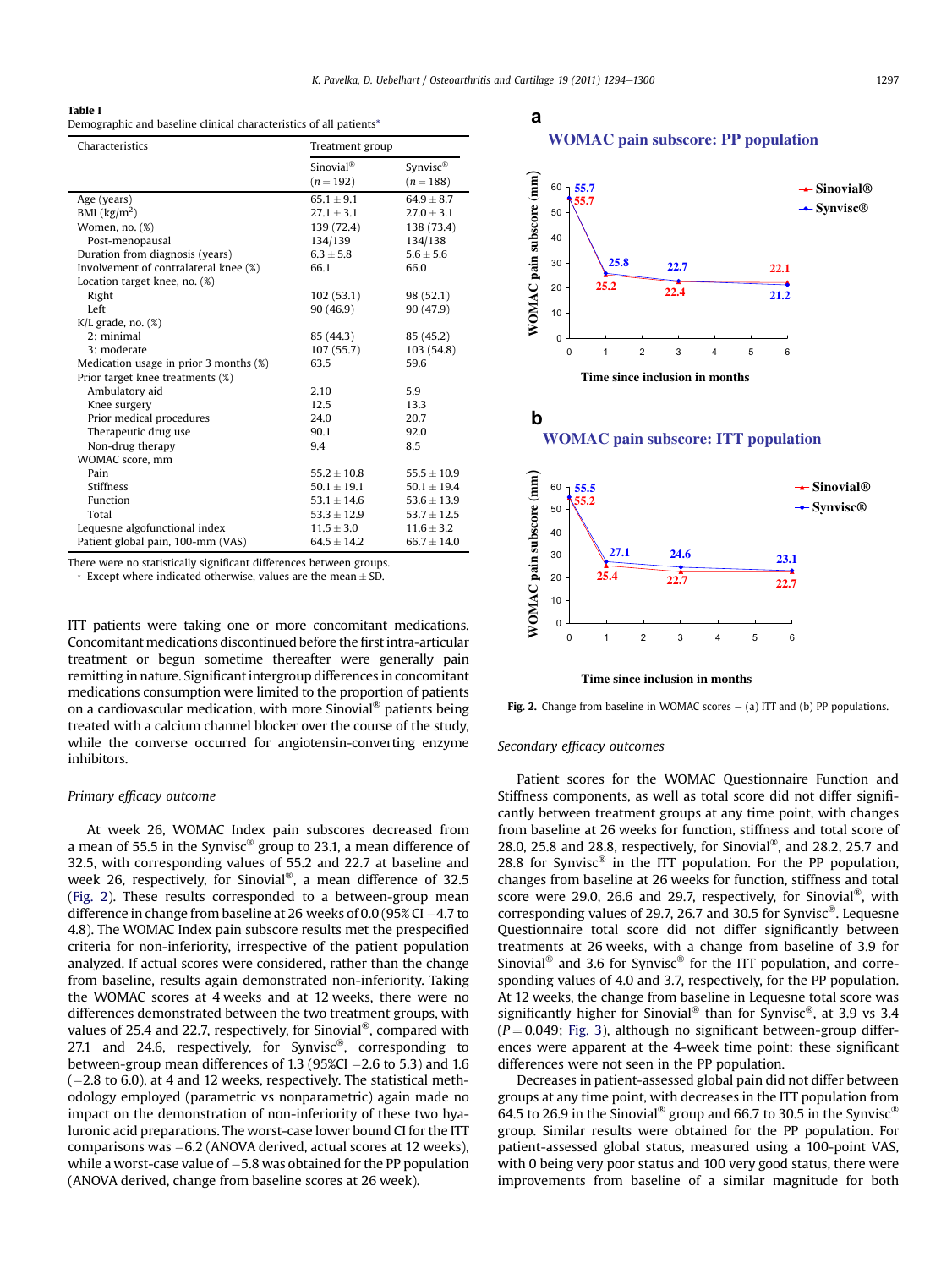**Table I**
Demographic and baseline clinical characteristics of all patients*

| Characteristics | Treatment group | |
|---|---|---|
| | Sinovial® ($n = 192$) | Synvisc® ($n = 188$) |
| Age (years) | 65.1 ± 9.1 | 64.9 ± 8.7 |
| BMI (kg/m$^2$) | 27.1 ± 3.1 | 27.0 ± 3.1 |
| Women, no. (%) | 139 (72.4) | 138 (73.4) |
| Post-menopausal | 134/139 | 134/138 |
| Duration from diagnosis (years) | 6.3 ± 5.8 | 5.6 ± 5.6 |
| Involvement of contralateral knee (%) | 66.1 | 66.0 |
| Location target knee, no. (%) | | |
| Right | 102 (53.1) | 98 (52.1) |
| Left | 90 (46.9) | 90 (47.9) |
| K/L grade, no. (%) | | |
| 2: minimal | 85 (44.3) | 85 (45.2) |
| 3: moderate | 107 (55.7) | 103 (54.8) |
| Medication usage in prior 3 months (%) | 63.5 | 59.6 |
| Prior target knee treatments (%) | | |
| Ambulatory aid | 2.10 | 5.9 |
| Knee surgery | 12.5 | 13.3 |
| Prior medical procedures | 24.0 | 20.7 |
| Therapeutic drug use | 90.1 | 92.0 |
| Non-drug therapy | 9.4 | 8.5 |
| WOMAC score, mm | | |
| Pain | 55.2 ± 10.8 | 55.5 ± 10.9 |
| Stiffness | 50.1 ± 19.1 | 50.1 ± 19.4 |
| Function | 53.1 ± 14.6 | 53.6 ± 13.9 |
| Total | 53.3 ± 12.9 | 53.7 ± 12.5 |
| Lequesne algofunctional index | 11.5 ± 3.0 | 11.6 ± 3.2 |
| Patient global pain, 100-mm (VAS) | 64.5 ± 14.2 | 66.7 ± 14.0 |

There were no statistically significant differences between groups.
* Except where indicated otherwise, values are the mean ± SD.

ITT patients were taking one or more concomitant medications. Concomitant medications discontinued before the first intra-articular treatment or begun sometime thereafter were generally pain remitting in nature. Significant intergroup differences in concomitant medications consumption were limited to the proportion of patients on a cardiovascular medication, with more Sinovial® patients being treated with a calcium channel blocker over the course of the study, while the converse occurred for angiotensin-converting enzyme inhibitors.

### Primary efficacy outcome

At week 26, WOMAC Index pain subscores decreased from a mean of 55.5 in the Synvisc® group to 23.1, a mean difference of 32.5, with corresponding values of 55.2 and 22.7 at baseline and week 26, respectively, for Sinovial®, a mean difference of 32.5 (Fig. 2). These results corresponded to a between-group mean difference in change from baseline at 26 weeks of 0.0 (95% CI −4.7 to 4.8). The WOMAC Index pain subscore results met the prespecified criteria for non-inferiority, irrespective of the patient population analyzed. If actual scores were considered, rather than the change from baseline, results again demonstrated non-inferiority. Taking the WOMAC scores at 4 weeks and at 12 weeks, there were no differences demonstrated between the two treatment groups, with values of 25.4 and 22.7, respectively, for Sinovial®, compared with 27.1 and 24.6, respectively, for Synvisc®, corresponding to between-group mean differences of 1.3 (95%CI −2.6 to 5.3) and 1.6 (−2.8 to 6.0), at 4 and 12 weeks, respectively. The statistical methodology employed (parametric vs nonparametric) again made no impact on the demonstration of non-inferiority of these two hyaluronic acid preparations. The worst-case lower bound CI for the ITT comparisons was −6.2 (ANOVA derived, actual scores at 12 weeks), while a worst-case value of −5.8 was obtained for the PP population (ANOVA derived, change from baseline scores at 26 week).

**a** WOMAC pain subscore: PP population

| Time since inclusion in months | 0 | 1 | 3 | 6 |
|---|---|---|---|---|
| Sinovial® | 55.7 | 25.2 | 22.4 | 22.1 |
| Synvisc® | 55.7 | 25.8 | 22.7 | 21.2 |

**b** WOMAC pain subscore: ITT population

| Time since inclusion in months | 0 | 1 | 3 | 6 |
|---|---|---|---|---|
| Sinovial® | 55.2 | 25.4 | 22.7 | 22.7 |
| Synvisc® | 55.5 | 27.1 | 24.6 | 23.1 |

**Fig. 2.** Change from baseline in WOMAC scores – (a) ITT and (b) PP populations.

### Secondary efficacy outcomes

Patient scores for the WOMAC Questionnaire Function and Stiffness components, as well as total score did not differ significantly between treatment groups at any time point, with changes from baseline at 26 weeks for function, stiffness and total score of 28.0, 25.8 and 28.8, respectively, for Sinovial®, and 28.2, 25.7 and 28.8 for Synvisc® in the ITT population. For the PP population, changes from baseline at 26 weeks for function, stiffness and total score were 29.0, 26.6 and 29.7, respectively, for Sinovial®, with corresponding values of 29.7, 26.7 and 30.5 for Synvisc®. Lequesne Questionnaire total score did not differ significantly between treatments at 26 weeks, with a change from baseline of 3.9 for Sinovial® and 3.6 for Synvisc® for the ITT population, and corresponding values of 4.0 and 3.7, respectively, for the PP population. At 12 weeks, the change from baseline in Lequesne total score was significantly higher for Sinovial® than for Synvisc®, at 3.9 vs 3.4 ($P = 0.049$; Fig. 3), although no significant between-group differences were apparent at the 4-week time point: these significant differences were not seen in the PP population.

Decreases in patient-assessed global pain did not differ between groups at any time point, with decreases in the ITT population from 64.5 to 26.9 in the Sinovial® group and 66.7 to 30.5 in the Synvisc® group. Similar results were obtained for the PP population. For patient-assessed global status, measured using a 100-point VAS, with 0 being very poor status and 100 very good status, there were improvements from baseline of a similar magnitude for both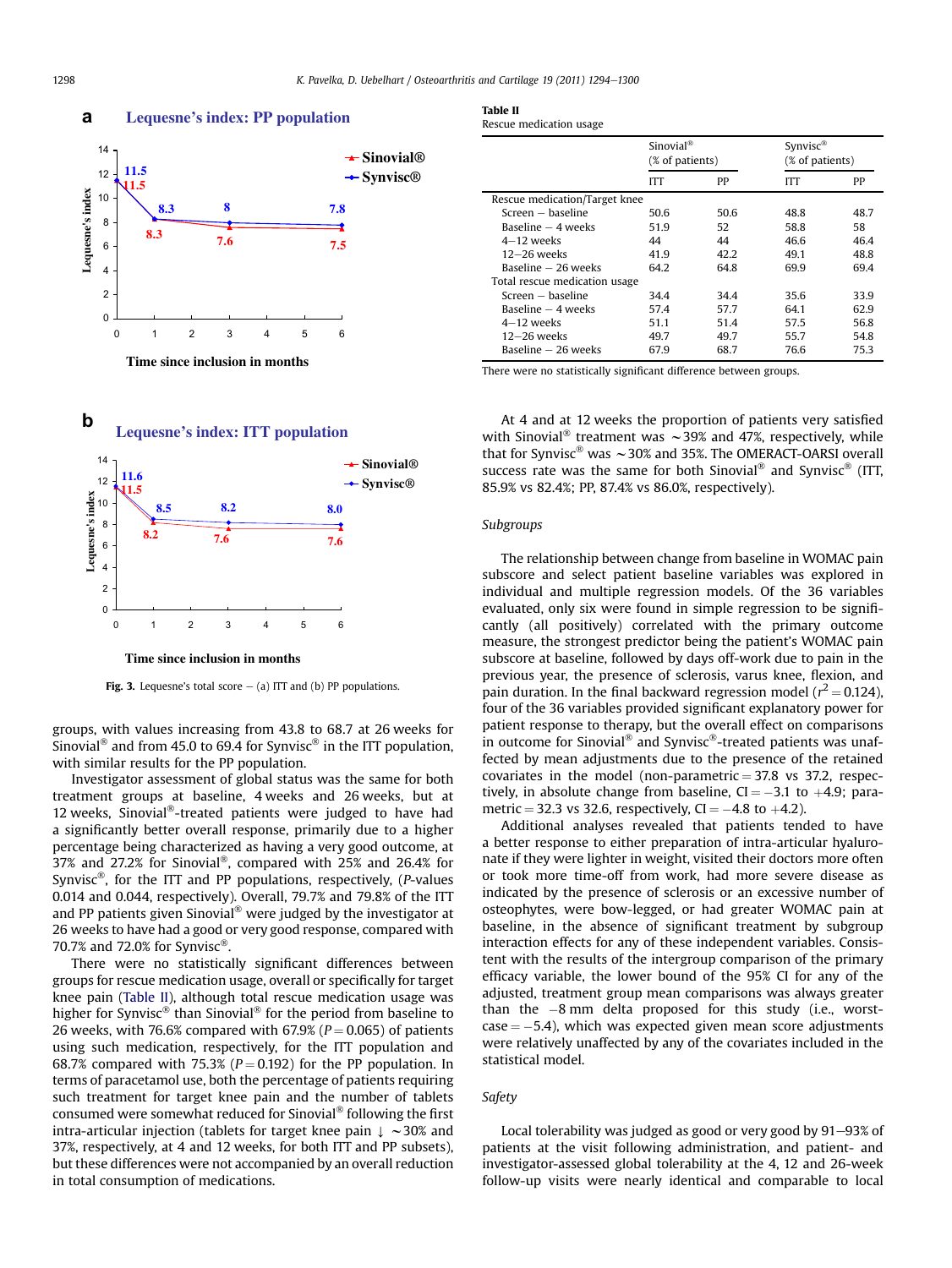**a** Lequesne's index: PP population

**b** Lequesne's index: ITT population

Fig. 3. Lequesne's total score – (a) ITT and (b) PP populations.

groups, with values increasing from 43.8 to 68.7 at 26 weeks for Sinovial® and from 45.0 to 69.4 for Synvisc® in the ITT population, with similar results for the PP population.

Investigator assessment of global status was the same for both treatment groups at baseline, 4 weeks and 26 weeks, but at 12 weeks, Sinovial®-treated patients were judged to have had a significantly better overall response, primarily due to a higher percentage being characterized as having a very good outcome, at 37% and 27.2% for Sinovial®, compared with 25% and 26.4% for Synvisc®, for the ITT and PP populations, respectively, (*P*-values 0.014 and 0.044, respectively). Overall, 79.7% and 79.8% of the ITT and PP patients given Sinovial® were judged by the investigator at 26 weeks to have had a good or very good response, compared with 70.7% and 72.0% for Synvisc®.

There were no statistically significant differences between groups for rescue medication usage, overall or specifically for target knee pain (Table II), although total rescue medication usage was higher for Synvisc® than Sinovial® for the period from baseline to 26 weeks, with 76.6% compared with 67.9% ($P = 0.065$) of patients using such medication, respectively, for the ITT population and 68.7% compared with 75.3% ($P = 0.192$) for the PP population. In terms of paracetamol use, both the percentage of patients requiring such treatment for target knee pain and the number of tablets consumed were somewhat reduced for Sinovial® following the first intra-articular injection (tablets for target knee pain ↓ ~30% and 37%, respectively, at 4 and 12 weeks, for both ITT and PP subsets), but these differences were not accompanied by an overall reduction in total consumption of medications.

**Table II**
Rescue medication usage

| | Sinovial® (% of patients) | | Synvisc® (% of patients) | |
|---|---|---|---|---|
| | ITT | PP | ITT | PP |
| Rescue medication/Target knee | | | | |
| Screen – baseline | 50.6 | 50.6 | 48.8 | 48.7 |
| Baseline – 4 weeks | 51.9 | 52 | 58.8 | 58 |
| 4–12 weeks | 44 | 44 | 46.6 | 46.4 |
| 12–26 weeks | 41.9 | 42.2 | 49.1 | 48.8 |
| Baseline – 26 weeks | 64.2 | 64.8 | 69.9 | 69.4 |
| Total rescue medication usage | | | | |
| Screen – baseline | 34.4 | 34.4 | 35.6 | 33.9 |
| Baseline – 4 weeks | 57.4 | 57.7 | 64.1 | 62.9 |
| 4–12 weeks | 51.1 | 51.4 | 57.5 | 56.8 |
| 12–26 weeks | 49.7 | 49.7 | 55.7 | 54.8 |
| Baseline – 26 weeks | 67.9 | 68.7 | 76.6 | 75.3 |

There were no statistically significant difference between groups.

At 4 and at 12 weeks the proportion of patients very satisfied with Sinovial® treatment was ~39% and 47%, respectively, while that for Synvisc® was ~30% and 35%. The OMERACT-OARSI overall success rate was the same for both Sinovial® and Synvisc® (ITT, 85.9% vs 82.4%; PP, 87.4% vs 86.0%, respectively).

### Subgroups

The relationship between change from baseline in WOMAC pain subscore and select patient baseline variables was explored in individual and multiple regression models. Of the 36 variables evaluated, only six were found in simple regression to be significantly (all positively) correlated with the primary outcome measure, the strongest predictor being the patient's WOMAC pain subscore at baseline, followed by days off-work due to pain in the previous year, the presence of sclerosis, varus knee, flexion, and pain duration. In the final backward regression model ($r^2 = 0.124$), four of the 36 variables provided significant explanatory power for patient response to therapy, but the overall effect on comparisons in outcome for Sinovial® and Synvisc®-treated patients was unaffected by mean adjustments due to the presence of the retained covariates in the model (non-parametric = 37.8 vs 37.2, respectively, in absolute change from baseline, CI = −3.1 to +4.9; parametric = 32.3 vs 32.6, respectively, CI = −4.8 to +4.2).

Additional analyses revealed that patients tended to have a better response to either preparation of intra-articular hyaluronate if they were lighter in weight, visited their doctors more often or took more time-off from work, had more severe disease as indicated by the presence of sclerosis or an excessive number of osteophytes, were bow-legged, or had greater WOMAC pain at baseline, in the absence of significant treatment by subgroup interaction effects for any of these independent variables. Consistent with the results of the intergroup comparison of the primary efficacy variable, the lower bound of the 95% CI for any of the adjusted, treatment group mean comparisons was always greater than the −8 mm delta proposed for this study (i.e., worst-case = −5.4), which was expected given mean score adjustments were relatively unaffected by any of the covariates included in the statistical model.

### Safety

Local tolerability was judged as good or very good by 91–93% of patients at the visit following administration, and patient- and investigator-assessed global tolerability at the 4, 12 and 26-week follow-up visits were nearly identical and comparable to local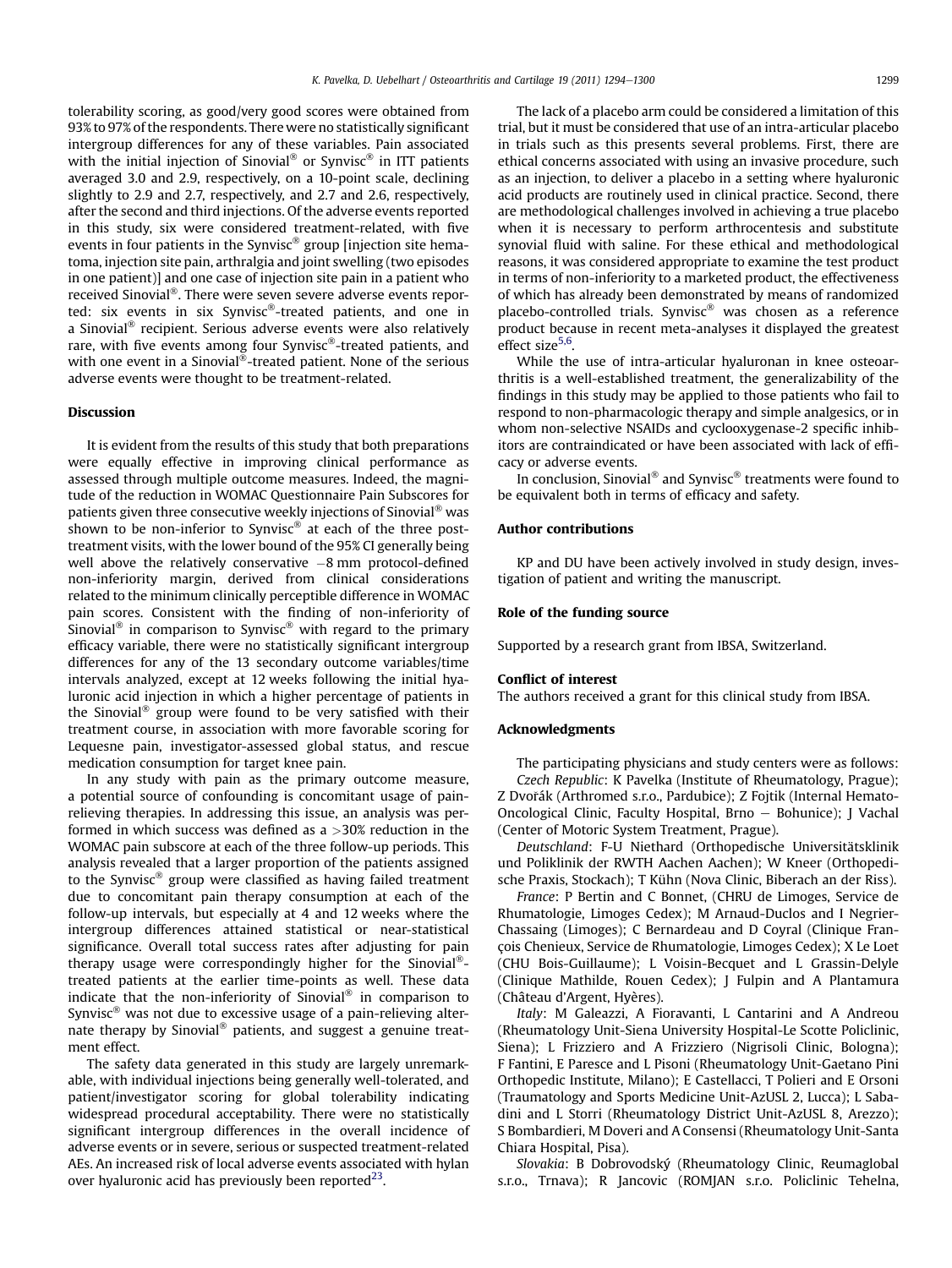tolerability scoring, as good/very good scores were obtained from 93% to 97% of the respondents. There were no statistically significant intergroup differences for any of these variables. Pain associated with the initial injection of Sinovial® or Synvisc® in ITT patients averaged 3.0 and 2.9, respectively, on a 10-point scale, declining slightly to 2.9 and 2.7, respectively, and 2.7 and 2.6, respectively, after the second and third injections. Of the adverse events reported in this study, six were considered treatment-related, with five events in four patients in the Synvisc® group [injection site hematoma, injection site pain, arthralgia and joint swelling (two episodes in one patient)] and one case of injection site pain in a patient who received Sinovial®. There were seven severe adverse events reported: six events in six Synvisc®-treated patients, and one in a Sinovial® recipient. Serious adverse events were also relatively rare, with five events among four Synvisc®-treated patients, and with one event in a Sinovial®-treated patient. None of the serious adverse events were thought to be treatment-related.

## Discussion

It is evident from the results of this study that both preparations were equally effective in improving clinical performance as assessed through multiple outcome measures. Indeed, the magnitude of the reduction in WOMAC Questionnaire Pain Subscores for patients given three consecutive weekly injections of Sinovial® was shown to be non-inferior to Synvisc® at each of the three post-treatment visits, with the lower bound of the 95% CI generally being well above the relatively conservative −8 mm protocol-defined non-inferiority margin, derived from clinical considerations related to the minimum clinically perceptible difference in WOMAC pain scores. Consistent with the finding of non-inferiority of Sinovial® in comparison to Synvisc® with regard to the primary efficacy variable, there were no statistically significant intergroup differences for any of the 13 secondary outcome variables/time intervals analyzed, except at 12 weeks following the initial hyaluronic acid injection in which a higher percentage of patients in the Sinovial® group were found to be very satisfied with their treatment course, in association with more favorable scoring for Lequesne pain, investigator-assessed global status, and rescue medication consumption for target knee pain.

In any study with pain as the primary outcome measure, a potential source of confounding is concomitant usage of pain-relieving therapies. In addressing this issue, an analysis was performed in which success was defined as a >30% reduction in the WOMAC pain subscore at each of the three follow-up periods. This analysis revealed that a larger proportion of the patients assigned to the Synvisc® group were classified as having failed treatment due to concomitant pain therapy consumption at each of the follow-up intervals, but especially at 4 and 12 weeks where the intergroup differences attained statistical or near-statistical significance. Overall total success rates after adjusting for pain therapy usage were correspondingly higher for the Sinovial®-treated patients at the earlier time-points as well. These data indicate that the non-inferiority of Sinovial® in comparison to Synvisc® was not due to excessive usage of a pain-relieving alternate therapy by Sinovial® patients, and suggest a genuine treatment effect.

The safety data generated in this study are largely unremarkable, with individual injections being generally well-tolerated, and patient/investigator scoring for global tolerability indicating widespread procedural acceptability. There were no statistically significant intergroup differences in the overall incidence of adverse events or in severe, serious or suspected treatment-related AEs. An increased risk of local adverse events associated with hylan over hyaluronic acid has previously been reported[23].

The lack of a placebo arm could be considered a limitation of this trial, but it must be considered that use of an intra-articular placebo in trials such as this presents several problems. First, there are ethical concerns associated with using an invasive procedure, such as an injection, to deliver a placebo in a setting where hyaluronic acid products are routinely used in clinical practice. Second, there are methodological challenges involved in achieving a true placebo when it is necessary to perform arthrocentesis and substitute synovial fluid with saline. For these ethical and methodological reasons, it was considered appropriate to examine the test product in terms of non-inferiority to a marketed product, the effectiveness of which has already been demonstrated by means of randomized placebo-controlled trials. Synvisc® was chosen as a reference product because in recent meta-analyses it displayed the greatest effect size[5,6].

While the use of intra-articular hyaluronan in knee osteoarthritis is a well-established treatment, the generalizability of the findings in this study may be applied to those patients who fail to respond to non-pharmacologic therapy and simple analgesics, or in whom non-selective NSAIDs and cyclooxygenase-2 specific inhibitors are contraindicated or have been associated with lack of efficacy or adverse events.

In conclusion, Sinovial® and Synvisc® treatments were found to be equivalent both in terms of efficacy and safety.

## Author contributions

KP and DU have been actively involved in study design, investigation of patient and writing the manuscript.

## Role of the funding source

Supported by a research grant from IBSA, Switzerland.

## Conflict of interest

The authors received a grant for this clinical study from IBSA.

## Acknowledgments

The participating physicians and study centers were as follows:

*Czech Republic*: K Pavelka (Institute of Rheumatology, Prague); Z Dvořák (Arthromed s.r.o., Pardubice); Z Fojtik (Internal Hemato-Oncological Clinic, Faculty Hospital, Brno – Bohunice); J Vachal (Center of Motoric System Treatment, Prague).

*Deutschland*: F-U Niethard (Orthopedische Universitätsklinik und Poliklinik der RWTH Aachen Aachen); W Kneer (Orthopedische Praxis, Stockach); T Kühn (Nova Clinic, Biberach an der Riss).

*France*: P Bertin and C Bonnet, (CHRU de Limoges, Service de Rhumatologie, Limoges Cedex); M Arnaud-Duclos and I Negrier-Chassaing (Limoges); C Bernardeau and D Coyral (Clinique François Chenieux, Service de Rhumatologie, Limoges Cedex); X Le Loet (CHU Bois-Guillaume); L Voisin-Becquet and L Grassin-Delyle (Clinique Mathilde, Rouen Cedex); J Fulpin and A Plantamura (Château d'Argent, Hyères).

*Italy*: M Galeazzi, A Fioravanti, L Cantarini and A Andreou (Rheumatology Unit-Siena University Hospital-Le Scotte Policlinic, Siena); L Frizziero and A Frizziero (Nigrisoli Clinic, Bologna); F Fantini, E Paresce and L Pisoni (Rheumatology Unit-Gaetano Pini Orthopedic Institute, Milano); E Castellacci, T Polieri and E Orsoni (Traumatology and Sports Medicine Unit-AzUSL 2, Lucca); L Sabadini and L Storri (Rheumatology District Unit-AzUSL 8, Arezzo); S Bombardieri, M Doveri and A Consensi (Rheumatology Unit-Santa Chiara Hospital, Pisa).

*Slovakia*: B Dobrovodský (Rheumatology Clinic, Reumaglobal s.r.o., Trnava); R Jancovic (ROMJAN s.r.o. Policlinic Tehelna,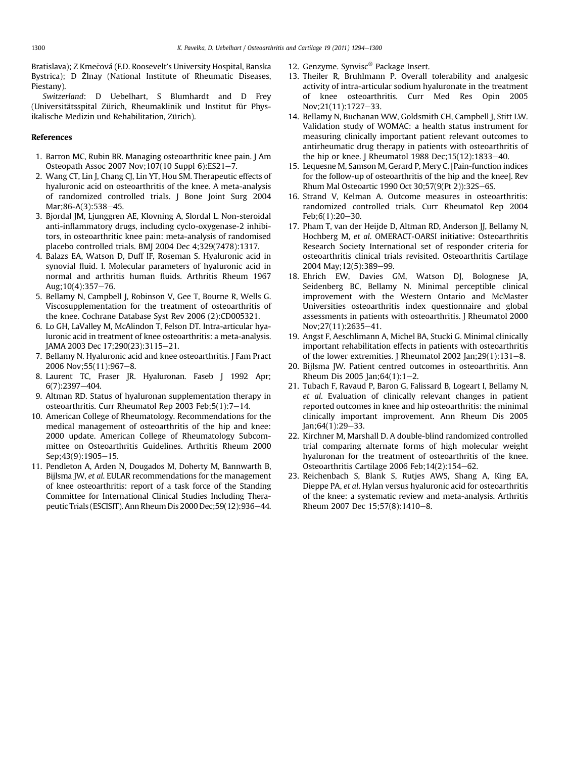Bratislava); Z Kmečová (F.D. Roosevelt's University Hospital, Banska Bystrica); D Žlnay (National Institute of Rheumatic Diseases, Piestany).

*Switzerland*: D Uebelhart, S Blumhardt and D Frey (Universitätsspital Zürich, Rheumaklinik und Institut für Physikalische Medizin und Rehabilitation, Zürich).

## References

1. Barron MC, Rubin BR. Managing osteoarthritic knee pain. J Am Osteopath Assoc 2007 Nov;107(10 Suppl 6):ES21–7.
2. Wang CT, Lin J, Chang CJ, Lin YT, Hou SM. Therapeutic effects of hyaluronic acid on osteoarthritis of the knee. A meta-analysis of randomized controlled trials. J Bone Joint Surg 2004 Mar;86-A(3):538–45.
3. Bjordal JM, Ljunggren AE, Klovning A, Slordal L. Non-steroidal anti-inflammatory drugs, including cyclo-oxygenase-2 inhibitors, in osteoarthritic knee pain: meta-analysis of randomised placebo controlled trials. BMJ 2004 Dec 4;329(7478):1317.
4. Balazs EA, Watson D, Duff IF, Roseman S. Hyaluronic acid in synovial fluid. I. Molecular parameters of hyaluronic acid in normal and arthritis human fluids. Arthritis Rheum 1967 Aug;10(4):357–76.
5. Bellamy N, Campbell J, Robinson V, Gee T, Bourne R, Wells G. Viscosupplementation for the treatment of osteoarthritis of the knee. Cochrane Database Syst Rev 2006 (2):CD005321.
6. Lo GH, LaValley M, McAlindon T, Felson DT. Intra-articular hyaluronic acid in treatment of knee osteoarthritis: a meta-analysis. JAMA 2003 Dec 17;290(23):3115–21.
7. Bellamy N. Hyaluronic acid and knee osteoarthritis. J Fam Pract 2006 Nov;55(11):967–8.
8. Laurent TC, Fraser JR. Hyaluronan. Faseb J 1992 Apr; 6(7):2397–404.
9. Altman RD. Status of hyaluronan supplementation therapy in osteoarthritis. Curr Rheumatol Rep 2003 Feb;5(1):7–14.
10. American College of Rheumatology. Recommendations for the medical management of osteoarthritis of the hip and knee: 2000 update. American College of Rheumatology Subcommittee on Osteoarthritis Guidelines. Arthritis Rheum 2000 Sep;43(9):1905–15.
11. Pendleton A, Arden N, Dougados M, Doherty M, Bannwarth B, Bijlsma JW, *et al.* EULAR recommendations for the management of knee osteoarthritis: report of a task force of the Standing Committee for International Clinical Studies Including Therapeutic Trials (ESCISIT). Ann Rheum Dis 2000 Dec;59(12):936–44.
12. Genzyme. Synvisc® Package Insert.
13. Theiler R, Bruhlmann P. Overall tolerability and analgesic activity of intra-articular sodium hyaluronate in the treatment of knee osteoarthritis. Curr Med Res Opin 2005 Nov;21(11):1727–33.
14. Bellamy N, Buchanan WW, Goldsmith CH, Campbell J, Stitt LW. Validation study of WOMAC: a health status instrument for measuring clinically important patient relevant outcomes to antirheumatic drug therapy in patients with osteoarthritis of the hip or knee. J Rheumatol 1988 Dec;15(12):1833–40.
15. Lequesne M, Samson M, Gerard P, Mery C. [Pain-function indices for the follow-up of osteoarthritis of the hip and the knee]. Rev Rhum Mal Osteoartic 1990 Oct 30;57(9(Pt 2)):32S–6S.
16. Strand V, Kelman A. Outcome measures in osteoarthritis: randomized controlled trials. Curr Rheumatol Rep 2004 Feb;6(1):20–30.
17. Pham T, van der Heijde D, Altman RD, Anderson JJ, Bellamy N, Hochberg M, *et al.* OMERACT-OARSI initiative: Osteoarthritis Research Society International set of responder criteria for osteoarthritis clinical trials revisited. Osteoarthritis Cartilage 2004 May;12(5):389–99.
18. Ehrich EW, Davies GM, Watson DJ, Bolognese JA, Seidenberg BC, Bellamy N. Minimal perceptible clinical improvement with the Western Ontario and McMaster Universities osteoarthritis index questionnaire and global assessments in patients with osteoarthritis. J Rheumatol 2000 Nov;27(11):2635–41.
19. Angst F, Aeschlimann A, Michel BA, Stucki G. Minimal clinically important rehabilitation effects in patients with osteoarthritis of the lower extremities. J Rheumatol 2002 Jan;29(1):131–8.
20. Bijlsma JW. Patient centred outcomes in osteoarthritis. Ann Rheum Dis 2005 Jan;64(1):1–2.
21. Tubach F, Ravaud P, Baron G, Falissard B, Logeart I, Bellamy N, *et al.* Evaluation of clinically relevant changes in patient reported outcomes in knee and hip osteoarthritis: the minimal clinically important improvement. Ann Rheum Dis 2005 Jan;64(1):29–33.
22. Kirchner M, Marshall D. A double-blind randomized controlled trial comparing alternate forms of high molecular weight hyaluronan for the treatment of osteoarthritis of the knee. Osteoarthritis Cartilage 2006 Feb;14(2):154–62.
23. Reichenbach S, Blank S, Rutjes AWS, Shang A, King EA, Dieppe PA, *et al.* Hylan versus hyaluronic acid for osteoarthritis of the knee: a systematic review and meta-analysis. Arthritis Rheum 2007 Dec 15;57(8):1410–8.